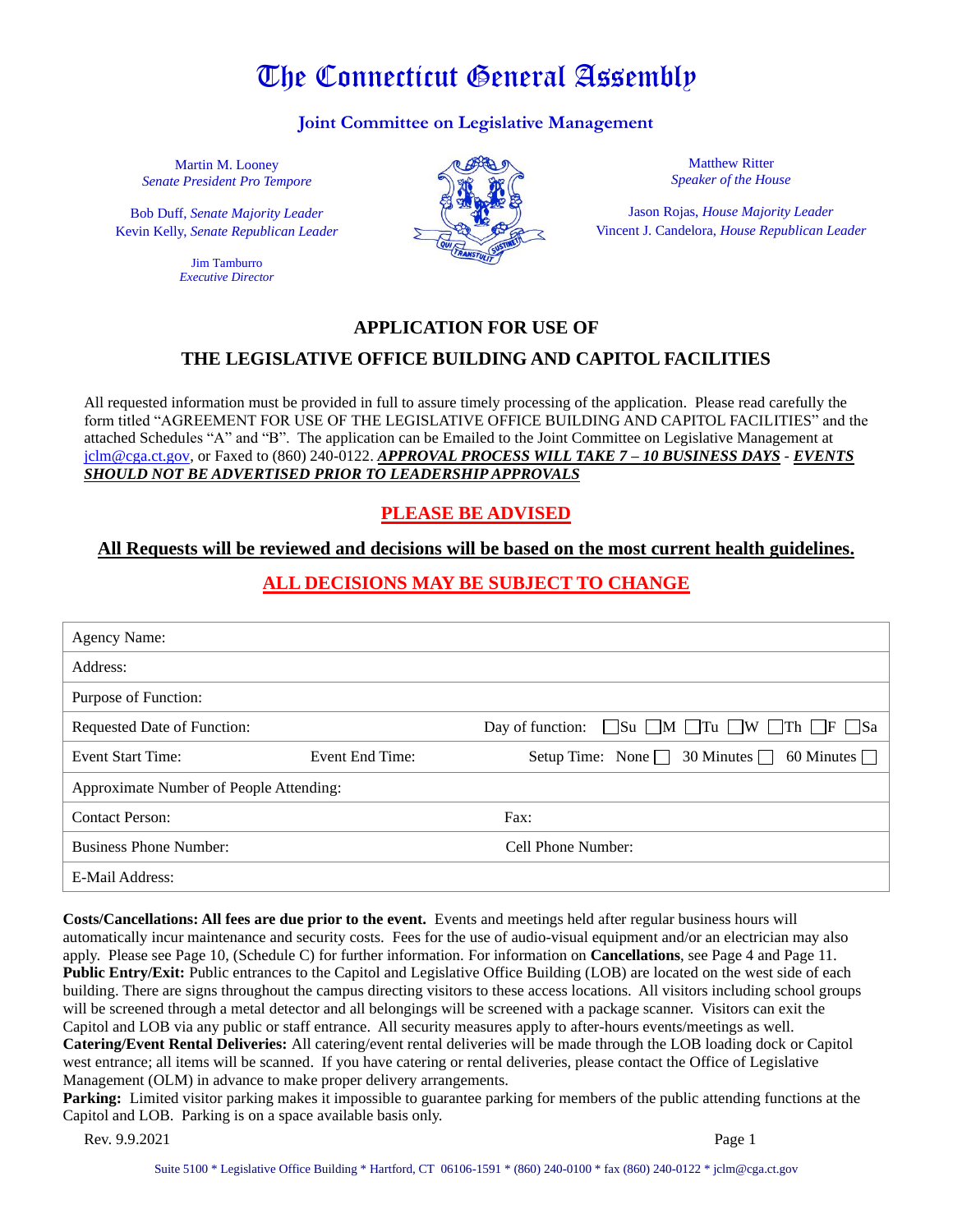# The Connecticut General Assembly

## Joint Committee on Legislative Management

Martin M. Looney, *Senate President Pro Tempore*

Bob Duff, *Senate Majority Leader*
Kevin Kelly, *Senate Republican Leader*

Jim Tamburro
*Executive Director*

Matthew Ritter
*Speaker of the House*

Jason Rojas, *House Majority Leader*
Vincent J. Candelora, *House Republican Leader*

## APPLICATION FOR USE OF
## THE LEGISLATIVE OFFICE BUILDING AND CAPITOL FACILITIES

All requested information must be provided in full to assure timely processing of the application. Please read carefully the form titled "AGREEMENT FOR USE OF THE LEGISLATIVE OFFICE BUILDING AND CAPITOL FACILITIES" and the attached Schedules "A" and "B". The application can be Emailed to the Joint Committee on Legislative Management at jclm@cga.ct.gov, or Faxed to (860) 240-0122. ***APPROVAL PROCESS WILL TAKE 7 – 10 BUSINESS DAYS*** - ***EVENTS SHOULD NOT BE ADVERTISED PRIOR TO LEADERSHIP APPROVALS***

**PLEASE BE ADVISED**

**All Requests will be reviewed and decisions will be based on the most current health guidelines.**

**ALL DECISIONS MAY BE SUBJECT TO CHANGE**

| | | |
|---|---|---|
| Agency Name: | | |
| Address: | | |
| Purpose of Function: | | |
| Requested Date of Function: | | Day of function: ☐Su ☐M ☐Tu ☐W ☐Th ☐F ☐Sa |
| Event Start Time: | Event End Time: | Setup Time: None ☐ 30 Minutes ☐ 60 Minutes ☐ |
| Approximate Number of People Attending: | | |
| Contact Person: | | Fax: |
| Business Phone Number: | | Cell Phone Number: |
| E-Mail Address: | | |

**Costs/Cancellations: All fees are due prior to the event.** Events and meetings held after regular business hours will automatically incur maintenance and security costs. Fees for the use of audio-visual equipment and/or an electrician may also apply. Please see Page 10, (Schedule C) for further information. For information on **Cancellations**, see Page 4 and Page 11.

**Public Entry/Exit:** Public entrances to the Capitol and Legislative Office Building (LOB) are located on the west side of each building. There are signs throughout the campus directing visitors to these access locations. All visitors including school groups will be screened through a metal detector and all belongings will be screened with a package scanner. Visitors can exit the Capitol and LOB via any public or staff entrance. All security measures apply to after-hours events/meetings as well.

**Catering/Event Rental Deliveries:** All catering/event rental deliveries will be made through the LOB loading dock or Capitol west entrance; all items will be scanned. If you have catering or rental deliveries, please contact the Office of Legislative Management (OLM) in advance to make proper delivery arrangements.

**Parking:** Limited visitor parking makes it impossible to guarantee parking for members of the public attending functions at the Capitol and LOB. Parking is on a space available basis only.

Rev. 9.9.2021

Suite 5100 * Legislative Office Building * Hartford, CT 06106-1591 * (860) 240-0100 * fax (860) 240-0122 * jclm@cga.ct.gov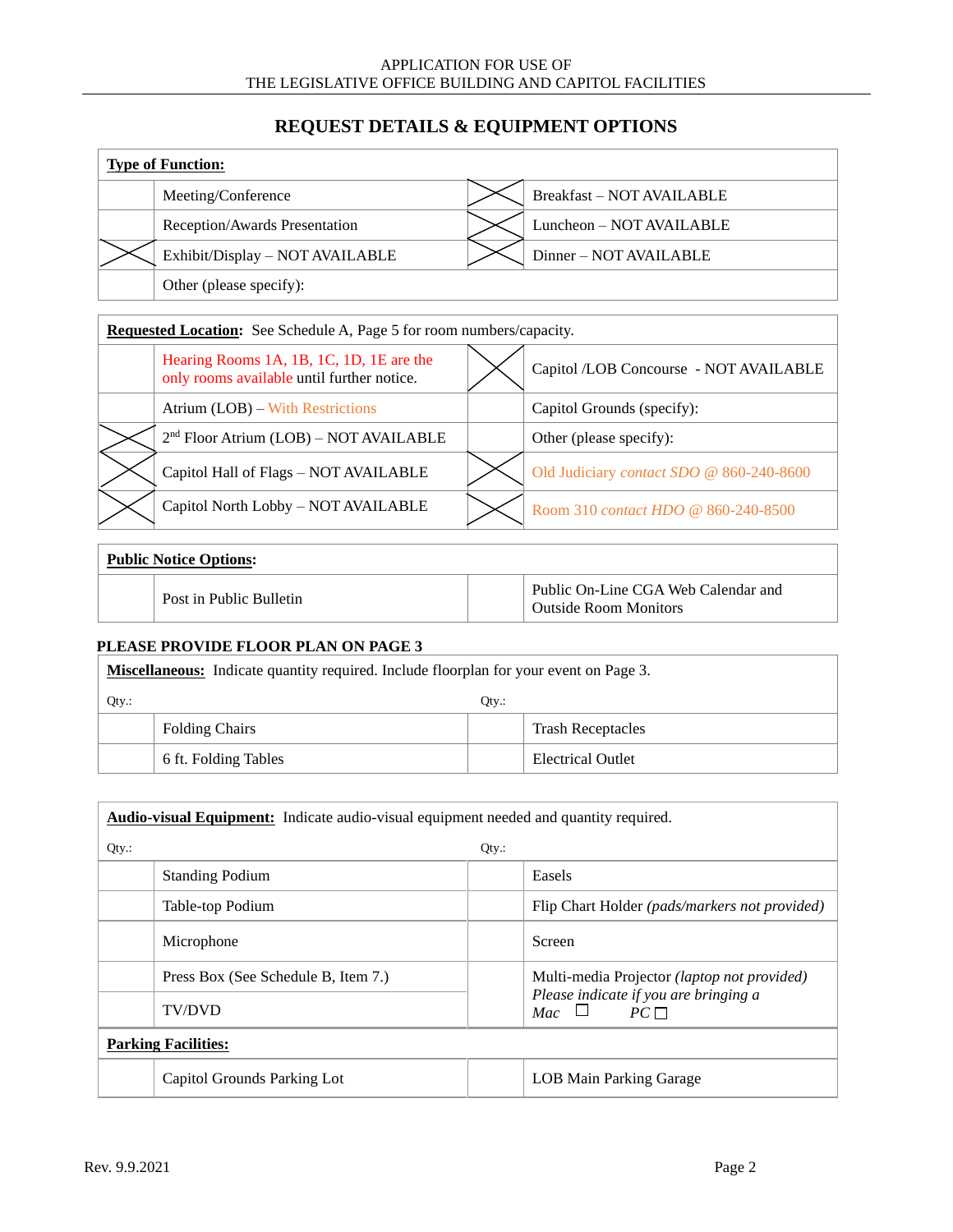APPLICATION FOR USE OF
THE LEGISLATIVE OFFICE BUILDING AND CAPITOL FACILITIES

## REQUEST DETAILS & EQUIPMENT OPTIONS

| **Type of Function:** | | | |
|---|---|---|---|
| | Meeting/Conference | X | Breakfast – NOT AVAILABLE |
| | Reception/Awards Presentation | X | Luncheon – NOT AVAILABLE |
| X | Exhibit/Display – NOT AVAILABLE | X | Dinner – NOT AVAILABLE |
| | Other (please specify): | | |

| **Requested Location:** See Schedule A, Page 5 for room numbers/capacity. | | | |
|---|---|---|---|
| | Hearing Rooms 1A, 1B, 1C, 1D, 1E are the only rooms available until further notice. | X | Capitol /LOB Concourse - NOT AVAILABLE |
| | Atrium (LOB) – With Restrictions | | Capitol Grounds (specify): |
| X | 2nd Floor Atrium (LOB) – NOT AVAILABLE | | Other (please specify): |
| X | Capitol Hall of Flags – NOT AVAILABLE | X | Old Judiciary *contact SDO* @ 860-240-8600 |
| X | Capitol North Lobby – NOT AVAILABLE | X | Room 310 *contact HDO* @ 860-240-8500 |

| **Public Notice Options:** | | | |
|---|---|---|---|
| | Post in Public Bulletin | | Public On-Line CGA Web Calendar and Outside Room Monitors |

**PLEASE PROVIDE FLOOR PLAN ON PAGE 3**

| **Miscellaneous:** Indicate quantity required. Include floorplan for your event on Page 3. | | | |
|---|---|---|---|
| Qty.: | | Qty.: | |
| | Folding Chairs | | Trash Receptacles |
| | 6 ft. Folding Tables | | Electrical Outlet |

| **Audio-visual Equipment:** Indicate audio-visual equipment needed and quantity required. | | | |
|---|---|---|---|
| Qty.: | | Qty.: | |
| | Standing Podium | | Easels |
| | Table-top Podium | | Flip Chart Holder *(pads/markers not provided)* |
| | Microphone | | Screen |
| | Press Box (See Schedule B, Item 7.) | | Multi-media Projector *(laptop not provided)* *Please indicate if you are bringing a* *Mac* ☐ *PC* ☐ |
| | TV/DVD | | |

| **Parking Facilities:** | | | |
|---|---|---|---|
| | Capitol Grounds Parking Lot | | LOB Main Parking Garage |

Rev. 9.9.2021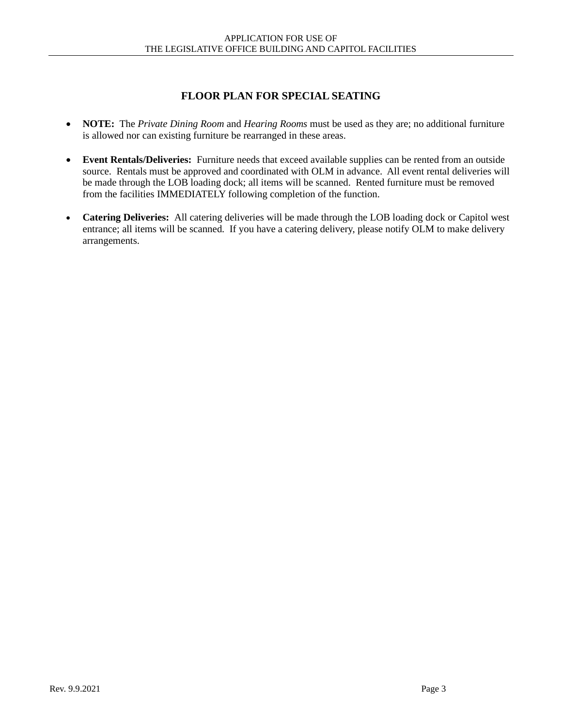## FLOOR PLAN FOR SPECIAL SEATING

- **NOTE:** The *Private Dining Room* and *Hearing Rooms* must be used as they are; no additional furniture is allowed nor can existing furniture be rearranged in these areas.

- **Event Rentals/Deliveries:** Furniture needs that exceed available supplies can be rented from an outside source. Rentals must be approved and coordinated with OLM in advance. All event rental deliveries will be made through the LOB loading dock; all items will be scanned. Rented furniture must be removed from the facilities IMMEDIATELY following completion of the function.

- **Catering Deliveries:** All catering deliveries will be made through the LOB loading dock or Capitol west entrance; all items will be scanned. If you have a catering delivery, please notify OLM to make delivery arrangements.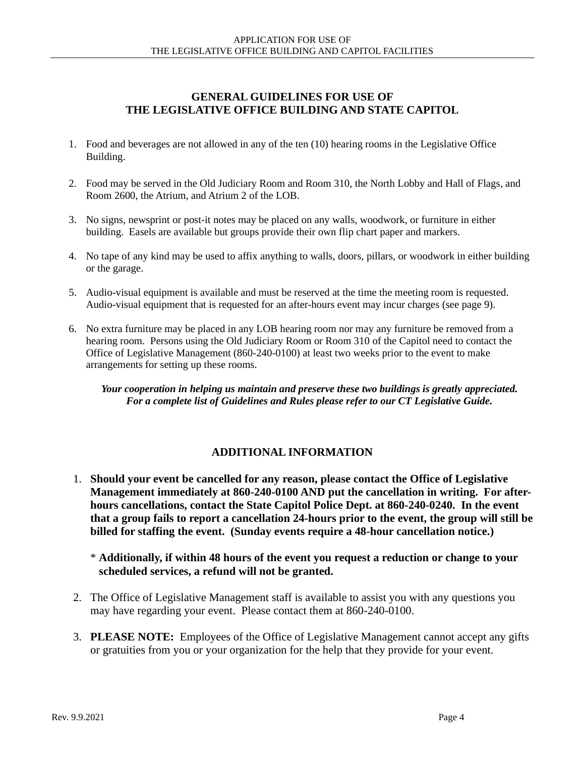## GENERAL GUIDELINES FOR USE OF THE LEGISLATIVE OFFICE BUILDING AND STATE CAPITOL

1. Food and beverages are not allowed in any of the ten (10) hearing rooms in the Legislative Office Building.

2. Food may be served in the Old Judiciary Room and Room 310, the North Lobby and Hall of Flags, and Room 2600, the Atrium, and Atrium 2 of the LOB.

3. No signs, newsprint or post-it notes may be placed on any walls, woodwork, or furniture in either building. Easels are available but groups provide their own flip chart paper and markers.

4. No tape of any kind may be used to affix anything to walls, doors, pillars, or woodwork in either building or the garage.

5. Audio-visual equipment is available and must be reserved at the time the meeting room is requested. Audio-visual equipment that is requested for an after-hours event may incur charges (see page 9).

6. No extra furniture may be placed in any LOB hearing room nor may any furniture be removed from a hearing room. Persons using the Old Judiciary Room or Room 310 of the Capitol need to contact the Office of Legislative Management (860-240-0100) at least two weeks prior to the event to make arrangements for setting up these rooms.

***Your cooperation in helping us maintain and preserve these two buildings is greatly appreciated. For a complete list of Guidelines and Rules please refer to our CT Legislative Guide.***

## ADDITIONAL INFORMATION

1. **Should your event be cancelled for any reason, please contact the Office of Legislative Management immediately at 860-240-0100 AND put the cancellation in writing. For after-hours cancellations, contact the State Capitol Police Dept. at 860-240-0240. In the event that a group fails to report a cancellation 24-hours prior to the event, the group will still be billed for staffing the event. (Sunday events require a 48-hour cancellation notice.)**

   \* **Additionally, if within 48 hours of the event you request a reduction or change to your scheduled services, a refund will not be granted.**

2. The Office of Legislative Management staff is available to assist you with any questions you may have regarding your event. Please contact them at 860-240-0100.

3. **PLEASE NOTE:** Employees of the Office of Legislative Management cannot accept any gifts or gratuities from you or your organization for the help that they provide for your event.

Rev. 9.9.2021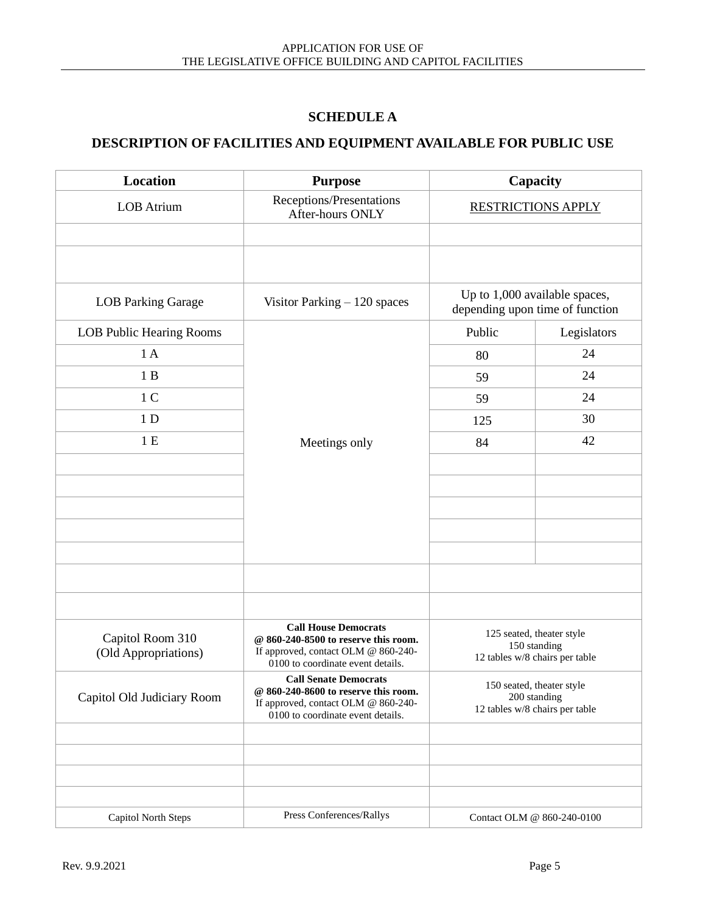## SCHEDULE A

## DESCRIPTION OF FACILITIES AND EQUIPMENT AVAILABLE FOR PUBLIC USE

| Location | Purpose | Capacity | |
|---|---|---|---|
| LOB Atrium | Receptions/Presentations After-hours ONLY | RESTRICTIONS APPLY | |
| | | | |
| | | | |
| LOB Parking Garage | Visitor Parking – 120 spaces | Up to 1,000 available spaces, depending upon time of function | |
| LOB Public Hearing Rooms | Meetings only | Public | Legislators |
| 1 A | | 80 | 24 |
| 1 B | | 59 | 24 |
| 1 C | | 59 | 24 |
| 1 D | | 125 | 30 |
| 1 E | | 84 | 42 |
| | | | |
| | | | |
| | | | |
| | | | |
| | | | |
| | | | |
| | | | |
| Capitol Room 310 (Old Appropriations) | **Call House Democrats @ 860-240-8500 to reserve this room.** If approved, contact OLM @ 860-240-0100 to coordinate event details. | 125 seated, theater style 150 standing 12 tables w/8 chairs per table | |
| Capitol Old Judiciary Room | **Call Senate Democrats @ 860-240-8600 to reserve this room.** If approved, contact OLM @ 860-240-0100 to coordinate event details. | 150 seated, theater style 200 standing 12 tables w/8 chairs per table | |
| | | | |
| | | | |
| | | | |
| | | | |
| Capitol North Steps | Press Conferences/Rallys | Contact OLM @ 860-240-0100 | |

Rev. 9.9.2021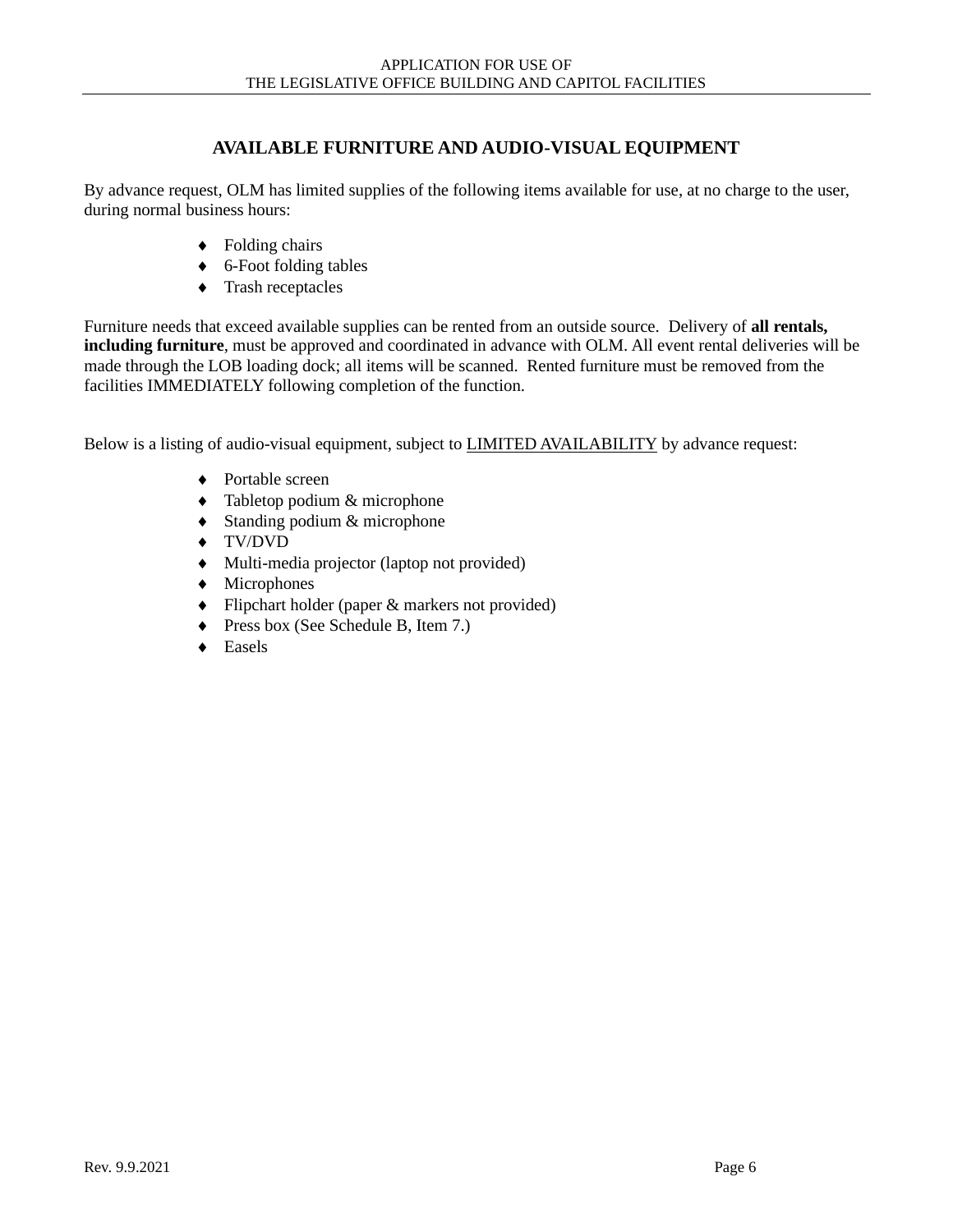## AVAILABLE FURNITURE AND AUDIO-VISUAL EQUIPMENT

By advance request, OLM has limited supplies of the following items available for use, at no charge to the user, during normal business hours:

- Folding chairs
- 6-Foot folding tables
- Trash receptacles

Furniture needs that exceed available supplies can be rented from an outside source. Delivery of **all rentals, including furniture**, must be approved and coordinated in advance with OLM. All event rental deliveries will be made through the LOB loading dock; all items will be scanned. Rented furniture must be removed from the facilities IMMEDIATELY following completion of the function.

Below is a listing of audio-visual equipment, subject to LIMITED AVAILABILITY by advance request:

- Portable screen
- Tabletop podium & microphone
- Standing podium & microphone
- TV/DVD
- Multi-media projector (laptop not provided)
- Microphones
- Flipchart holder (paper & markers not provided)
- Press box (See Schedule B, Item 7.)
- Easels

Rev. 9.9.2021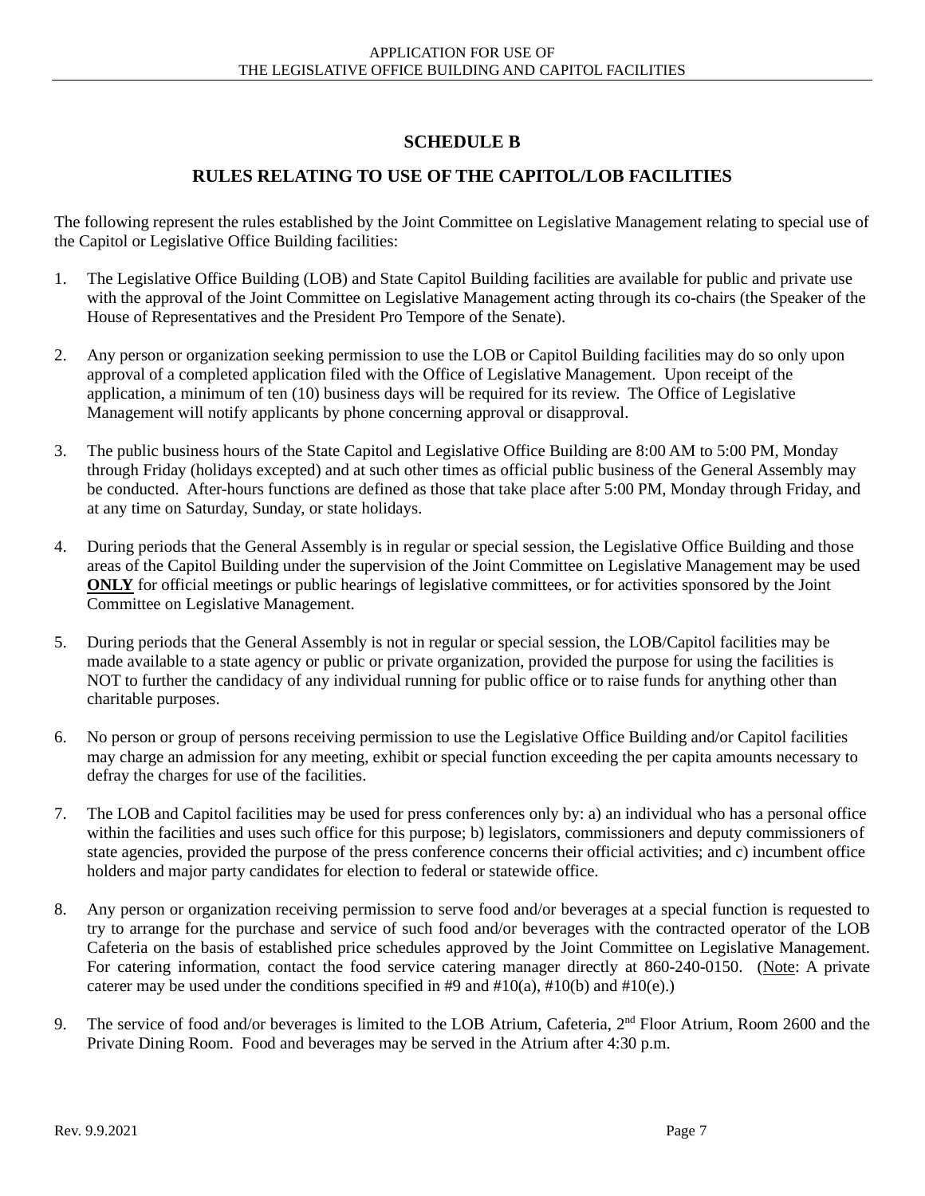## SCHEDULE B

## RULES RELATING TO USE OF THE CAPITOL/LOB FACILITIES

The following represent the rules established by the Joint Committee on Legislative Management relating to special use of the Capitol or Legislative Office Building facilities:

1. The Legislative Office Building (LOB) and State Capitol Building facilities are available for public and private use with the approval of the Joint Committee on Legislative Management acting through its co-chairs (the Speaker of the House of Representatives and the President Pro Tempore of the Senate).

2. Any person or organization seeking permission to use the LOB or Capitol Building facilities may do so only upon approval of a completed application filed with the Office of Legislative Management. Upon receipt of the application, a minimum of ten (10) business days will be required for its review. The Office of Legislative Management will notify applicants by phone concerning approval or disapproval.

3. The public business hours of the State Capitol and Legislative Office Building are 8:00 AM to 5:00 PM, Monday through Friday (holidays excepted) and at such other times as official public business of the General Assembly may be conducted. After-hours functions are defined as those that take place after 5:00 PM, Monday through Friday, and at any time on Saturday, Sunday, or state holidays.

4. During periods that the General Assembly is in regular or special session, the Legislative Office Building and those areas of the Capitol Building under the supervision of the Joint Committee on Legislative Management may be used **ONLY** for official meetings or public hearings of legislative committees, or for activities sponsored by the Joint Committee on Legislative Management.

5. During periods that the General Assembly is not in regular or special session, the LOB/Capitol facilities may be made available to a state agency or public or private organization, provided the purpose for using the facilities is NOT to further the candidacy of any individual running for public office or to raise funds for anything other than charitable purposes.

6. No person or group of persons receiving permission to use the Legislative Office Building and/or Capitol facilities may charge an admission for any meeting, exhibit or special function exceeding the per capita amounts necessary to defray the charges for use of the facilities.

7. The LOB and Capitol facilities may be used for press conferences only by: a) an individual who has a personal office within the facilities and uses such office for this purpose; b) legislators, commissioners and deputy commissioners of state agencies, provided the purpose of the press conference concerns their official activities; and c) incumbent office holders and major party candidates for election to federal or statewide office.

8. Any person or organization receiving permission to serve food and/or beverages at a special function is requested to try to arrange for the purchase and service of such food and/or beverages with the contracted operator of the LOB Cafeteria on the basis of established price schedules approved by the Joint Committee on Legislative Management. For catering information, contact the food service catering manager directly at 860-240-0150. (Note: A private caterer may be used under the conditions specified in #9 and #10(a), #10(b) and #10(e).)

9. The service of food and/or beverages is limited to the LOB Atrium, Cafeteria, 2nd Floor Atrium, Room 2600 and the Private Dining Room. Food and beverages may be served in the Atrium after 4:30 p.m.

Rev. 9.9.2021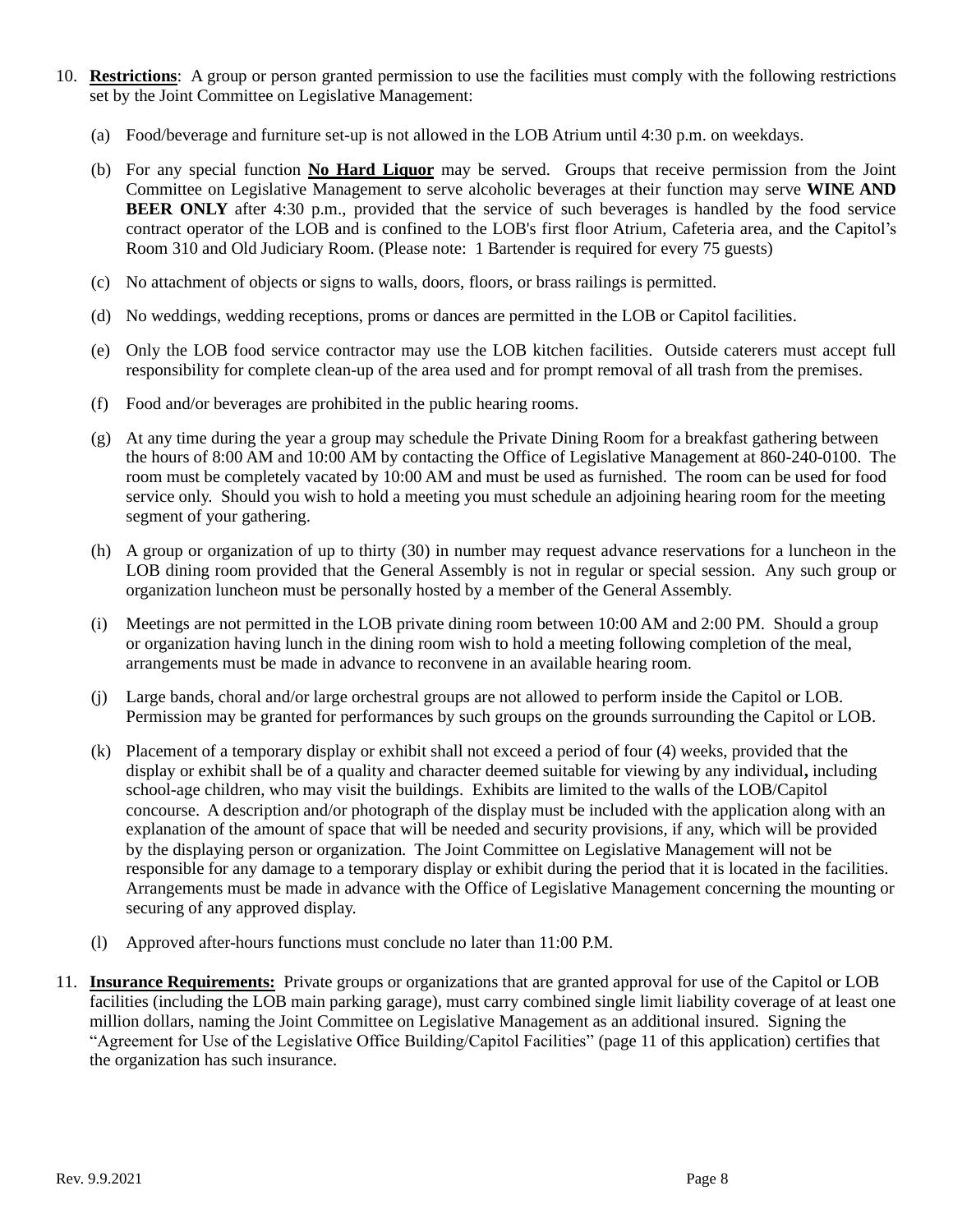10. **Restrictions**: A group or person granted permission to use the facilities must comply with the following restrictions set by the Joint Committee on Legislative Management:

    (a) Food/beverage and furniture set-up is not allowed in the LOB Atrium until 4:30 p.m. on weekdays.

    (b) For any special function **No Hard Liquor** may be served. Groups that receive permission from the Joint Committee on Legislative Management to serve alcoholic beverages at their function may serve **WINE AND BEER ONLY** after 4:30 p.m., provided that the service of such beverages is handled by the food service contract operator of the LOB and is confined to the LOB's first floor Atrium, Cafeteria area, and the Capitol's Room 310 and Old Judiciary Room. (Please note: 1 Bartender is required for every 75 guests)

    (c) No attachment of objects or signs to walls, doors, floors, or brass railings is permitted.

    (d) No weddings, wedding receptions, proms or dances are permitted in the LOB or Capitol facilities.

    (e) Only the LOB food service contractor may use the LOB kitchen facilities. Outside caterers must accept full responsibility for complete clean-up of the area used and for prompt removal of all trash from the premises.

    (f) Food and/or beverages are prohibited in the public hearing rooms.

    (g) At any time during the year a group may schedule the Private Dining Room for a breakfast gathering between the hours of 8:00 AM and 10:00 AM by contacting the Office of Legislative Management at 860-240-0100. The room must be completely vacated by 10:00 AM and must be used as furnished. The room can be used for food service only. Should you wish to hold a meeting you must schedule an adjoining hearing room for the meeting segment of your gathering.

    (h) A group or organization of up to thirty (30) in number may request advance reservations for a luncheon in the LOB dining room provided that the General Assembly is not in regular or special session. Any such group or organization luncheon must be personally hosted by a member of the General Assembly.

    (i) Meetings are not permitted in the LOB private dining room between 10:00 AM and 2:00 PM. Should a group or organization having lunch in the dining room wish to hold a meeting following completion of the meal, arrangements must be made in advance to reconvene in an available hearing room.

    (j) Large bands, choral and/or large orchestral groups are not allowed to perform inside the Capitol or LOB. Permission may be granted for performances by such groups on the grounds surrounding the Capitol or LOB.

    (k) Placement of a temporary display or exhibit shall not exceed a period of four (4) weeks, provided that the display or exhibit shall be of a quality and character deemed suitable for viewing by any individual**,** including school-age children, who may visit the buildings. Exhibits are limited to the walls of the LOB/Capitol concourse. A description and/or photograph of the display must be included with the application along with an explanation of the amount of space that will be needed and security provisions, if any, which will be provided by the displaying person or organization. The Joint Committee on Legislative Management will not be responsible for any damage to a temporary display or exhibit during the period that it is located in the facilities. Arrangements must be made in advance with the Office of Legislative Management concerning the mounting or securing of any approved display.

    (l) Approved after-hours functions must conclude no later than 11:00 P.M.

11. **Insurance Requirements:** Private groups or organizations that are granted approval for use of the Capitol or LOB facilities (including the LOB main parking garage), must carry combined single limit liability coverage of at least one million dollars, naming the Joint Committee on Legislative Management as an additional insured. Signing the "Agreement for Use of the Legislative Office Building/Capitol Facilities" (page 11 of this application) certifies that the organization has such insurance.

Rev. 9.9.2021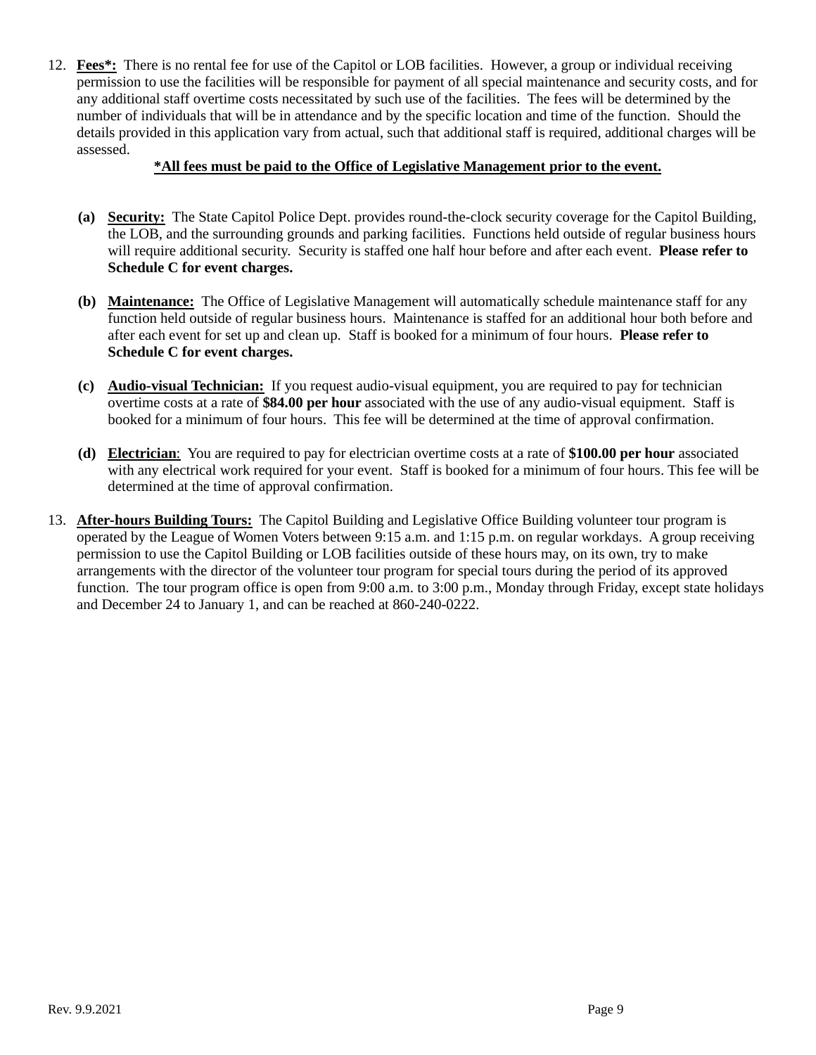12. **Fees*:** There is no rental fee for use of the Capitol or LOB facilities. However, a group or individual receiving permission to use the facilities will be responsible for payment of all special maintenance and security costs, and for any additional staff overtime costs necessitated by such use of the facilities. The fees will be determined by the number of individuals that will be in attendance and by the specific location and time of the function. Should the details provided in this application vary from actual, such that additional staff is required, additional charges will be assessed.

    ***All fees must be paid to the Office of Legislative Management prior to the event.**

    **(a) Security:** The State Capitol Police Dept. provides round-the-clock security coverage for the Capitol Building, the LOB, and the surrounding grounds and parking facilities. Functions held outside of regular business hours will require additional security. Security is staffed one half hour before and after each event. **Please refer to Schedule C for event charges.**

    **(b) Maintenance:** The Office of Legislative Management will automatically schedule maintenance staff for any function held outside of regular business hours. Maintenance is staffed for an additional hour both before and after each event for set up and clean up. Staff is booked for a minimum of four hours. **Please refer to Schedule C for event charges.**

    **(c) Audio-visual Technician:** If you request audio-visual equipment, you are required to pay for technician overtime costs at a rate of **$84.00 per hour** associated with the use of any audio-visual equipment. Staff is booked for a minimum of four hours. This fee will be determined at the time of approval confirmation.

    **(d) Electrician**: You are required to pay for electrician overtime costs at a rate of **$100.00 per hour** associated with any electrical work required for your event. Staff is booked for a minimum of four hours. This fee will be determined at the time of approval confirmation.

13. **After-hours Building Tours:** The Capitol Building and Legislative Office Building volunteer tour program is operated by the League of Women Voters between 9:15 a.m. and 1:15 p.m. on regular workdays. A group receiving permission to use the Capitol Building or LOB facilities outside of these hours may, on its own, try to make arrangements with the director of the volunteer tour program for special tours during the period of its approved function. The tour program office is open from 9:00 a.m. to 3:00 p.m., Monday through Friday, except state holidays and December 24 to January 1, and can be reached at 860-240-0222.

Rev. 9.9.2021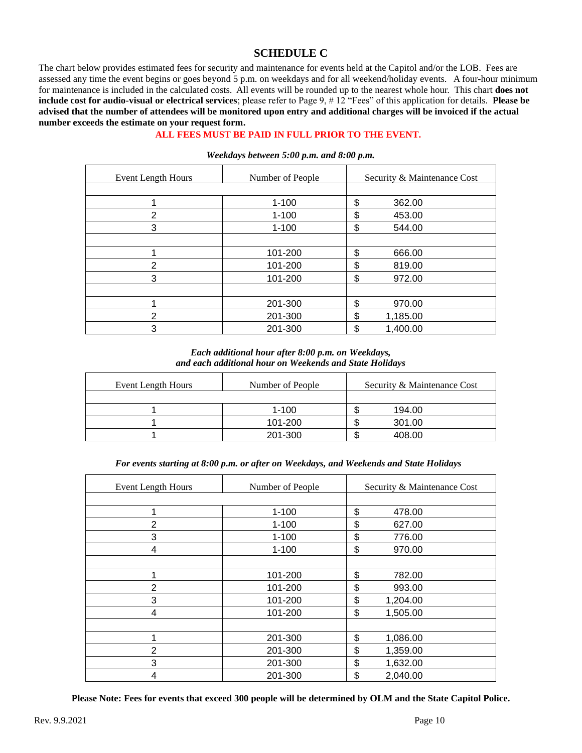# SCHEDULE C

The chart below provides estimated fees for security and maintenance for events held at the Capitol and/or the LOB. Fees are assessed any time the event begins or goes beyond 5 p.m. on weekdays and for all weekend/holiday events. A four-hour minimum for maintenance is included in the calculated costs. All events will be rounded up to the nearest whole hour. This chart **does not include cost for audio-visual or electrical services**; please refer to Page 9, # 12 "Fees" of this application for details. **Please be advised that the number of attendees will be monitored upon entry and additional charges will be invoiced if the actual number exceeds the estimate on your request form.**

**ALL FEES MUST BE PAID IN FULL PRIOR TO THE EVENT.**

***Weekdays between 5:00 p.m. and 8:00 p.m.***

| Event Length Hours | Number of People | Security & Maintenance Cost |
|---|---|---|
| | | |
| 1 | 1-100 | $ 362.00 |
| 2 | 1-100 | $ 453.00 |
| 3 | 1-100 | $ 544.00 |
| | | |
| 1 | 101-200 | $ 666.00 |
| 2 | 101-200 | $ 819.00 |
| 3 | 101-200 | $ 972.00 |
| | | |
| 1 | 201-300 | $ 970.00 |
| 2 | 201-300 | $ 1,185.00 |
| 3 | 201-300 | $ 1,400.00 |

***Each additional hour after 8:00 p.m. on Weekdays, and each additional hour on Weekends and State Holidays***

| Event Length Hours | Number of People | Security & Maintenance Cost |
|---|---|---|
| | | |
| 1 | 1-100 | $ 194.00 |
| 1 | 101-200 | $ 301.00 |
| 1 | 201-300 | $ 408.00 |

***For events starting at 8:00 p.m. or after on Weekdays, and Weekends and State Holidays***

| Event Length Hours | Number of People | Security & Maintenance Cost |
|---|---|---|
| | | |
| 1 | 1-100 | $ 478.00 |
| 2 | 1-100 | $ 627.00 |
| 3 | 1-100 | $ 776.00 |
| 4 | 1-100 | $ 970.00 |
| | | |
| 1 | 101-200 | $ 782.00 |
| 2 | 101-200 | $ 993.00 |
| 3 | 101-200 | $ 1,204.00 |
| 4 | 101-200 | $ 1,505.00 |
| | | |
| 1 | 201-300 | $ 1,086.00 |
| 2 | 201-300 | $ 1,359.00 |
| 3 | 201-300 | $ 1,632.00 |
| 4 | 201-300 | $ 2,040.00 |

**Please Note: Fees for events that exceed 300 people will be determined by OLM and the State Capitol Police.**

Rev. 9.9.2021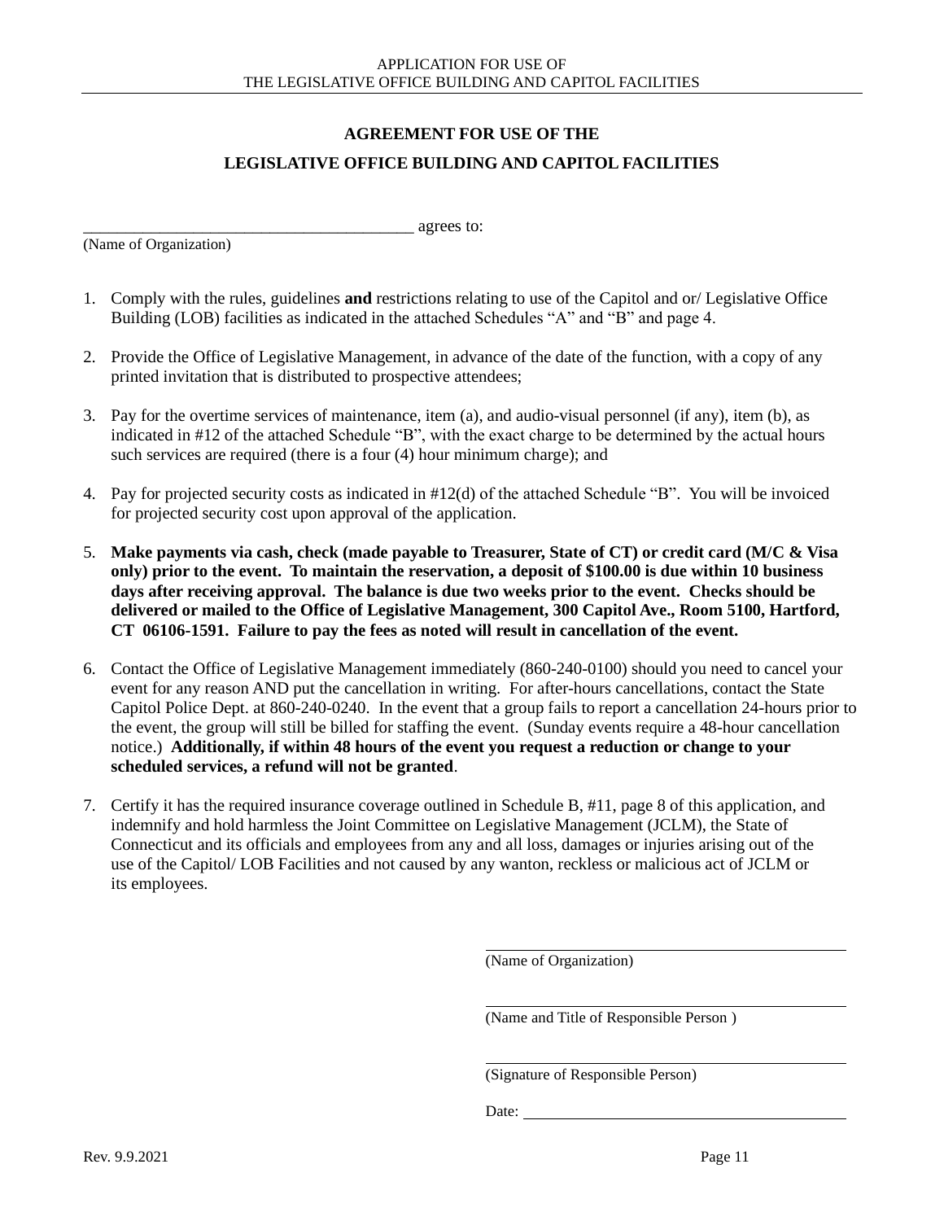## AGREEMENT FOR USE OF THE

## LEGISLATIVE OFFICE BUILDING AND CAPITOL FACILITIES

________________________________________ agrees to:
(Name of Organization)

1. Comply with the rules, guidelines **and** restrictions relating to use of the Capitol and or/ Legislative Office Building (LOB) facilities as indicated in the attached Schedules "A" and "B" and page 4.

2. Provide the Office of Legislative Management, in advance of the date of the function, with a copy of any printed invitation that is distributed to prospective attendees;

3. Pay for the overtime services of maintenance, item (a), and audio-visual personnel (if any), item (b), as indicated in #12 of the attached Schedule "B", with the exact charge to be determined by the actual hours such services are required (there is a four (4) hour minimum charge); and

4. Pay for projected security costs as indicated in #12(d) of the attached Schedule "B". You will be invoiced for projected security cost upon approval of the application.

5. **Make payments via cash, check (made payable to Treasurer, State of CT) or credit card (M/C & Visa only) prior to the event. To maintain the reservation, a deposit of $100.00 is due within 10 business days after receiving approval. The balance is due two weeks prior to the event. Checks should be delivered or mailed to the Office of Legislative Management, 300 Capitol Ave., Room 5100, Hartford, CT 06106-1591. Failure to pay the fees as noted will result in cancellation of the event.**

6. Contact the Office of Legislative Management immediately (860-240-0100) should you need to cancel your event for any reason AND put the cancellation in writing. For after-hours cancellations, contact the State Capitol Police Dept. at 860-240-0240. In the event that a group fails to report a cancellation 24-hours prior to the event, the group will still be billed for staffing the event. (Sunday events require a 48-hour cancellation notice.) **Additionally, if within 48 hours of the event you request a reduction or change to your scheduled services, a refund will not be granted**.

7. Certify it has the required insurance coverage outlined in Schedule B, #11, page 8 of this application, and indemnify and hold harmless the Joint Committee on Legislative Management (JCLM), the State of Connecticut and its officials and employees from any and all loss, damages or injuries arising out of the use of the Capitol/ LOB Facilities and not caused by any wanton, reckless or malicious act of JCLM or its employees.

________________________________________
(Name of Organization)

________________________________________
(Name and Title of Responsible Person )

________________________________________
(Signature of Responsible Person)

Date: ________________________________

Rev. 9.9.2021